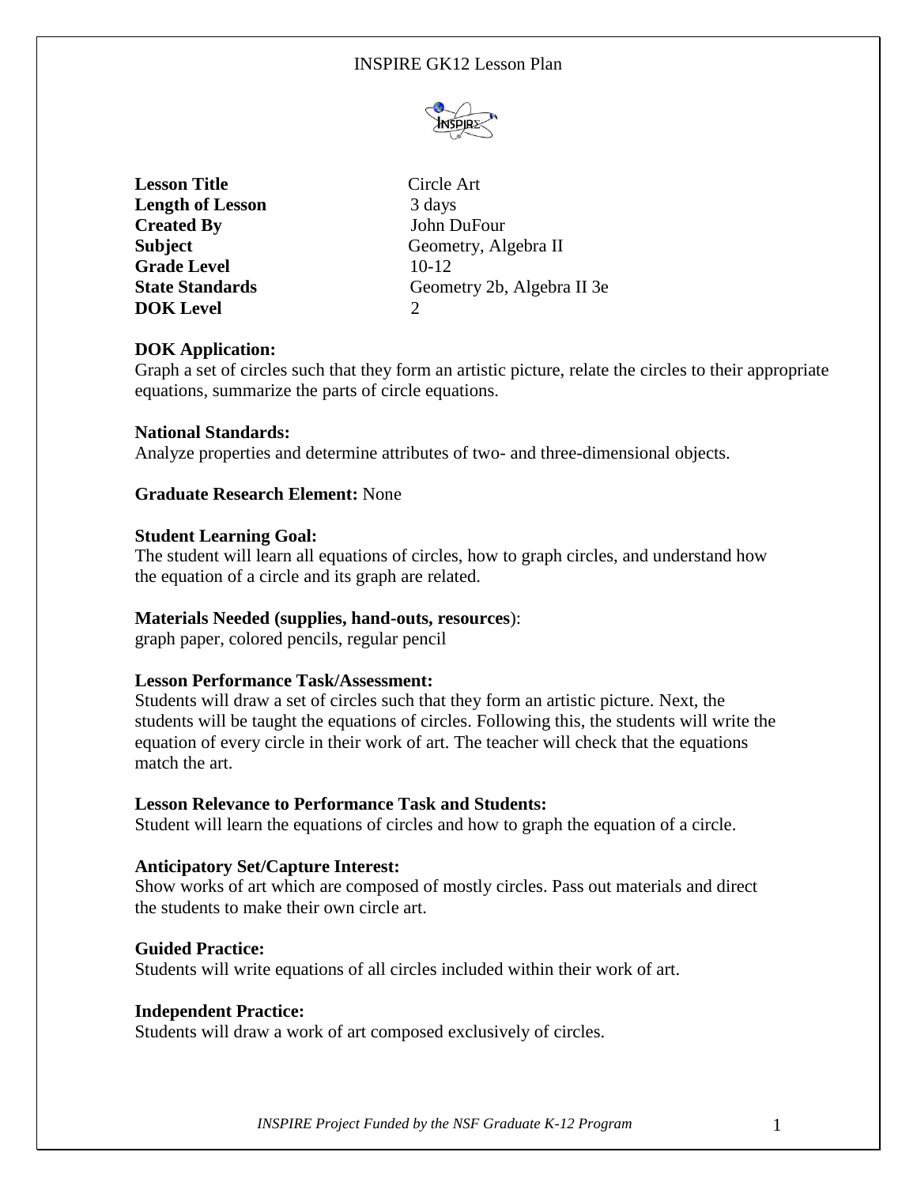# INSPIRE GK12 Lesson Plan

| | |
|---|---|
| **Lesson Title** | Circle Art |
| **Length of Lesson** | 3 days |
| **Created By** | John DuFour |
| **Subject** | Geometry, Algebra II |
| **Grade Level** | 10-12 |
| **State Standards** | Geometry 2b, Algebra II 3e |
| **DOK Level** | 2 |

**DOK Application:**
Graph a set of circles such that they form an artistic picture, relate the circles to their appropriate equations, summarize the parts of circle equations.

**National Standards:**
Analyze properties and determine attributes of two- and three-dimensional objects.

**Graduate Research Element:** None

**Student Learning Goal:**
The student will learn all equations of circles, how to graph circles, and understand how the equation of a circle and its graph are related.

**Materials Needed (supplies, hand-outs, resources)**:
graph paper, colored pencils, regular pencil

**Lesson Performance Task/Assessment:**
Students will draw a set of circles such that they form an artistic picture. Next, the students will be taught the equations of circles. Following this, the students will write the equation of every circle in their work of art. The teacher will check that the equations match the art.

**Lesson Relevance to Performance Task and Students:**
Student will learn the equations of circles and how to graph the equation of a circle.

**Anticipatory Set/Capture Interest:**
Show works of art which are composed of mostly circles. Pass out materials and direct the students to make their own circle art.

**Guided Practice:**
Students will write equations of all circles included within their work of art.

**Independent Practice:**
Students will draw a work of art composed exclusively of circles.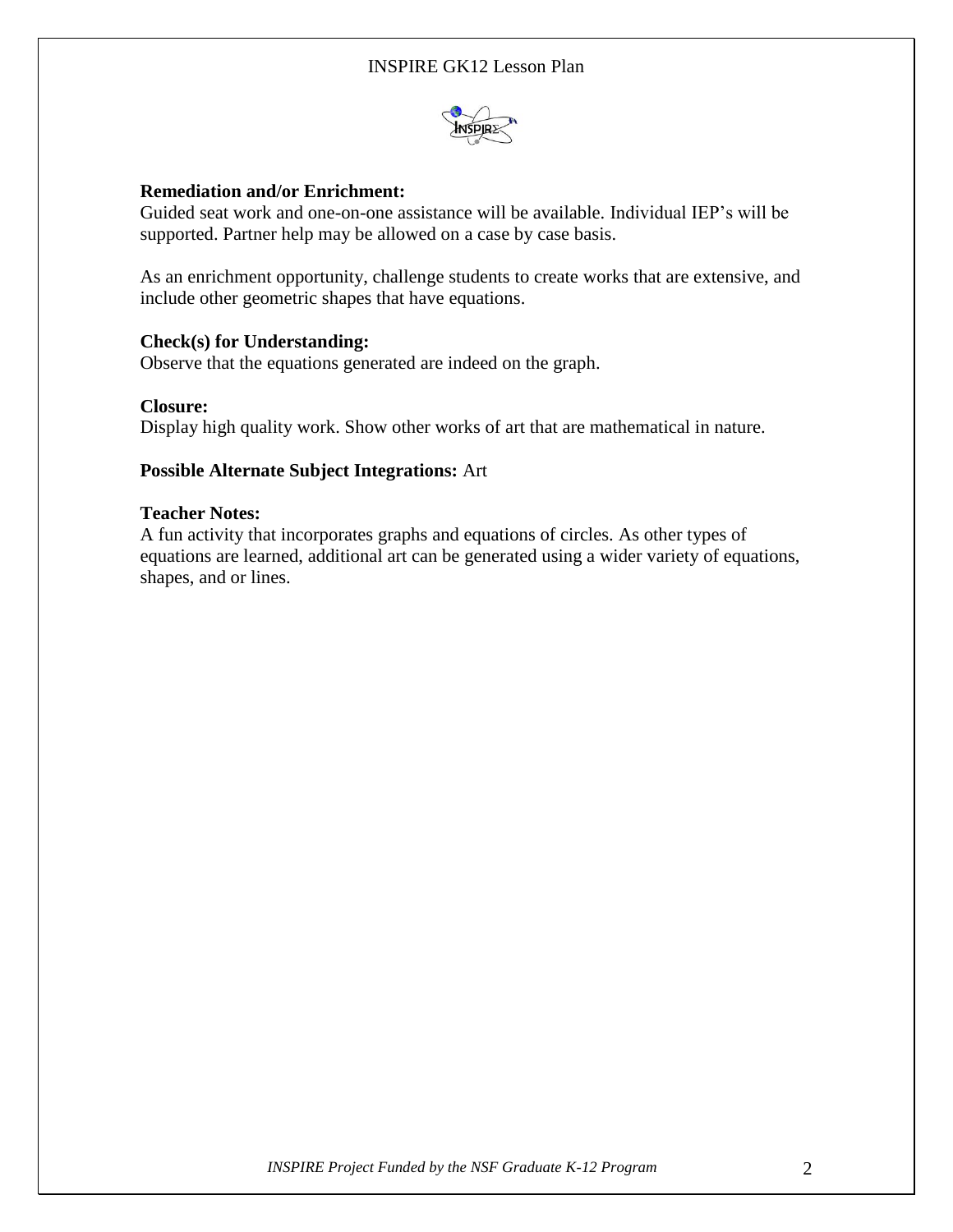**Remediation and/or Enrichment:**
Guided seat work and one-on-one assistance will be available. Individual IEP's will be supported. Partner help may be allowed on a case by case basis.

As an enrichment opportunity, challenge students to create works that are extensive, and include other geometric shapes that have equations.

**Check(s) for Understanding:**
Observe that the equations generated are indeed on the graph.

**Closure:**
Display high quality work. Show other works of art that are mathematical in nature.

**Possible Alternate Subject Integrations:** Art

**Teacher Notes:**
A fun activity that incorporates graphs and equations of circles. As other types of equations are learned, additional art can be generated using a wider variety of equations, shapes, and or lines.